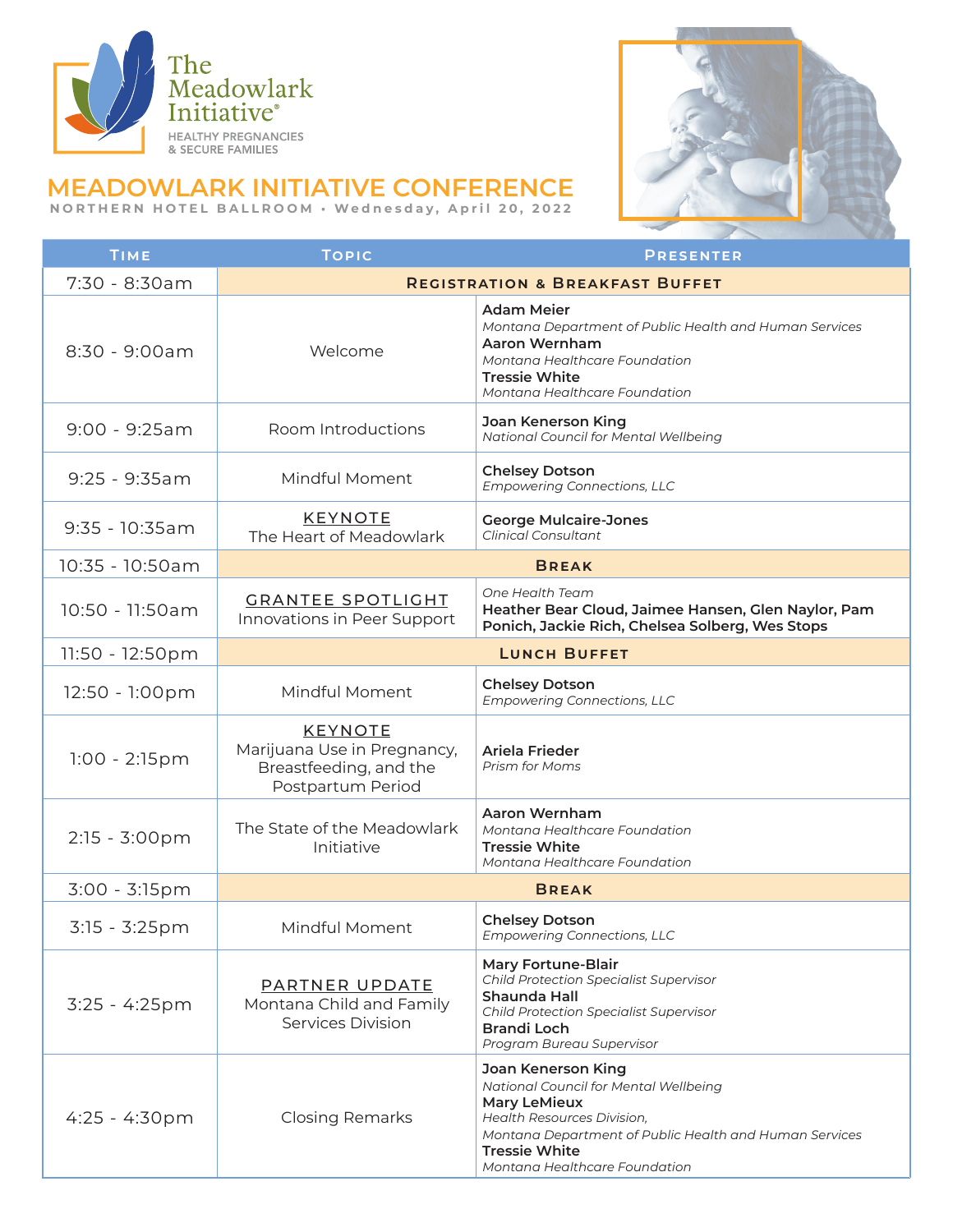The Meadowlark Initiative®

HEALTHY PREGNANCIES & SECURE FAMILIES

# MEADOWLARK INITIATIVE CONFERENCE

NORTHERN HOTEL BALLROOM • Wednesday, April 20, 2022

| Time | Topic | Presenter |
|---|---|---|
| 7:30 - 8:30am | **Registration & Breakfast Buffet** | |
| 8:30 - 9:00am | Welcome | **Adam Meier** *Montana Department of Public Health and Human Services* **Aaron Wernham** *Montana Healthcare Foundation* **Tressie White** *Montana Healthcare Foundation* |
| 9:00 - 9:25am | Room Introductions | **Joan Kenerson King** *National Council for Mental Wellbeing* |
| 9:25 - 9:35am | Mindful Moment | **Chelsey Dotson** *Empowering Connections, LLC* |
| 9:35 - 10:35am | KEYNOTE The Heart of Meadowlark | **George Mulcaire-Jones** *Clinical Consultant* |
| 10:35 - 10:50am | **Break** | |
| 10:50 - 11:50am | GRANTEE SPOTLIGHT Innovations in Peer Support | *One Health Team* **Heather Bear Cloud, Jaimee Hansen, Glen Naylor, Pam Ponich, Jackie Rich, Chelsea Solberg, Wes Stops** |
| 11:50 - 12:50pm | **Lunch Buffet** | |
| 12:50 - 1:00pm | Mindful Moment | **Chelsey Dotson** *Empowering Connections, LLC* |
| 1:00 - 2:15pm | KEYNOTE Marijuana Use in Pregnancy, Breastfeeding, and the Postpartum Period | **Ariela Frieder** *Prism for Moms* |
| 2:15 - 3:00pm | The State of the Meadowlark Initiative | **Aaron Wernham** *Montana Healthcare Foundation* **Tressie White** *Montana Healthcare Foundation* |
| 3:00 - 3:15pm | **Break** | |
| 3:15 - 3:25pm | Mindful Moment | **Chelsey Dotson** *Empowering Connections, LLC* |
| 3:25 - 4:25pm | PARTNER UPDATE Montana Child and Family Services Division | **Mary Fortune-Blair** *Child Protection Specialist Supervisor* **Shaunda Hall** *Child Protection Specialist Supervisor* **Brandi Loch** *Program Bureau Supervisor* |
| 4:25 - 4:30pm | Closing Remarks | **Joan Kenerson King** *National Council for Mental Wellbeing* **Mary LeMieux** *Health Resources Division, Montana Department of Public Health and Human Services* **Tressie White** *Montana Healthcare Foundation* |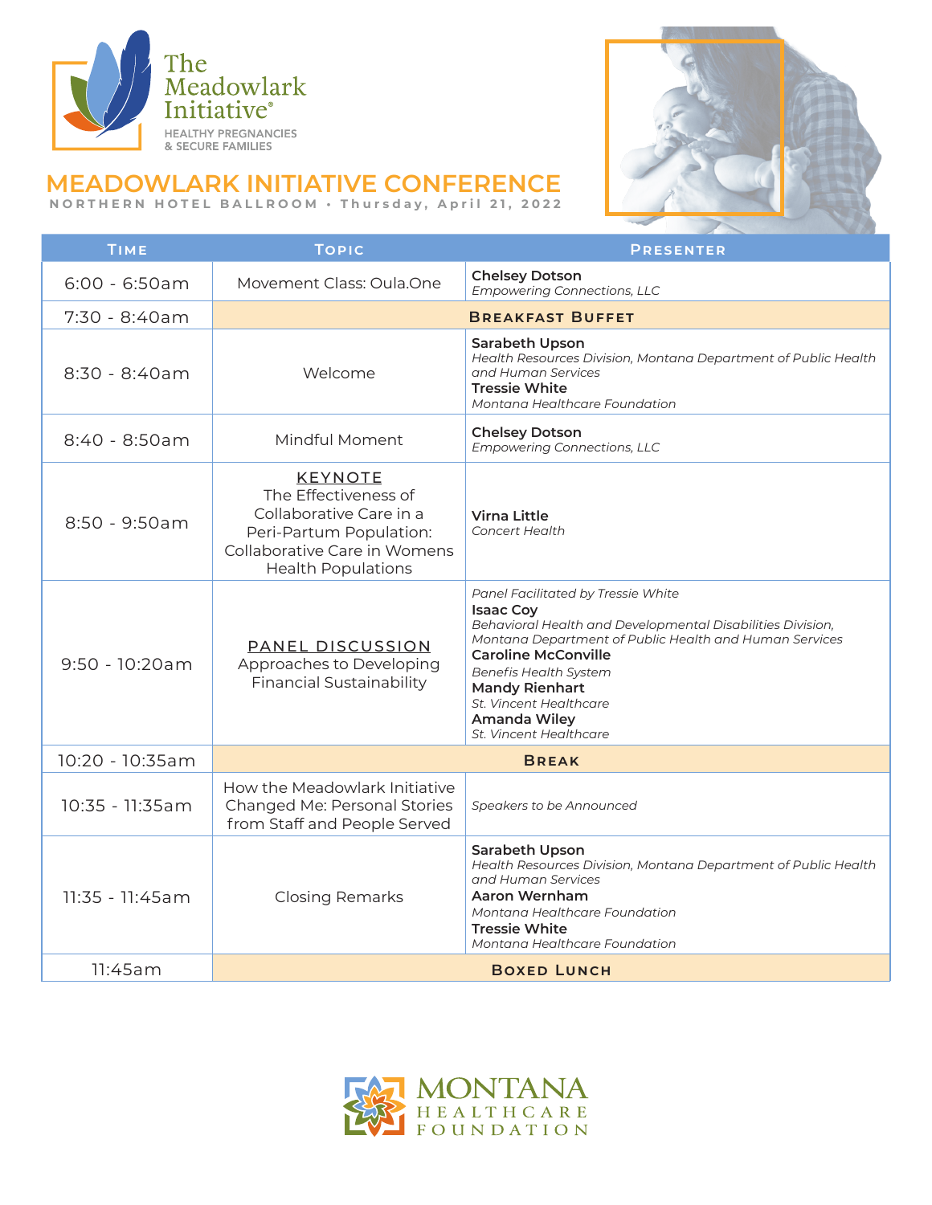The Meadowlark Initiative®

HEALTHY PREGNANCIES & SECURE FAMILIES

# MEADOWLARK INITIATIVE CONFERENCE

NORTHERN HOTEL BALLROOM • Thursday, April 21, 2022

| Time | Topic | Presenter |
|---|---|---|
| 6:00 - 6:50am | Movement Class: Oula.One | **Chelsey Dotson**<br>*Empowering Connections, LLC* |
| 7:30 - 8:40am | **Breakfast Buffet** | |
| 8:30 - 8:40am | Welcome | **Sarabeth Upson**<br>*Health Resources Division, Montana Department of Public Health and Human Services*<br>**Tressie White**<br>*Montana Healthcare Foundation* |
| 8:40 - 8:50am | Mindful Moment | **Chelsey Dotson**<br>*Empowering Connections, LLC* |
| 8:50 - 9:50am | KEYNOTE<br>The Effectiveness of Collaborative Care in a Peri-Partum Population: Collaborative Care in Womens Health Populations | **Virna Little**<br>*Concert Health* |
| 9:50 - 10:20am | PANEL DISCUSSION<br>Approaches to Developing Financial Sustainability | *Panel Facilitated by Tressie White*<br>**Isaac Coy**<br>*Behavioral Health and Developmental Disabilities Division, Montana Department of Public Health and Human Services*<br>**Caroline McConville**<br>*Benefis Health System*<br>**Mandy Rienhart**<br>*St. Vincent Healthcare*<br>**Amanda Wiley**<br>*St. Vincent Healthcare* |
| 10:20 - 10:35am | **Break** | |
| 10:35 - 11:35am | How the Meadowlark Initiative Changed Me: Personal Stories from Staff and People Served | *Speakers to be Announced* |
| 11:35 - 11:45am | Closing Remarks | **Sarabeth Upson**<br>*Health Resources Division, Montana Department of Public Health and Human Services*<br>**Aaron Wernham**<br>*Montana Healthcare Foundation*<br>**Tressie White**<br>*Montana Healthcare Foundation* |
| 11:45am | **Boxed Lunch** | |

MONTANA HEALTHCARE FOUNDATION